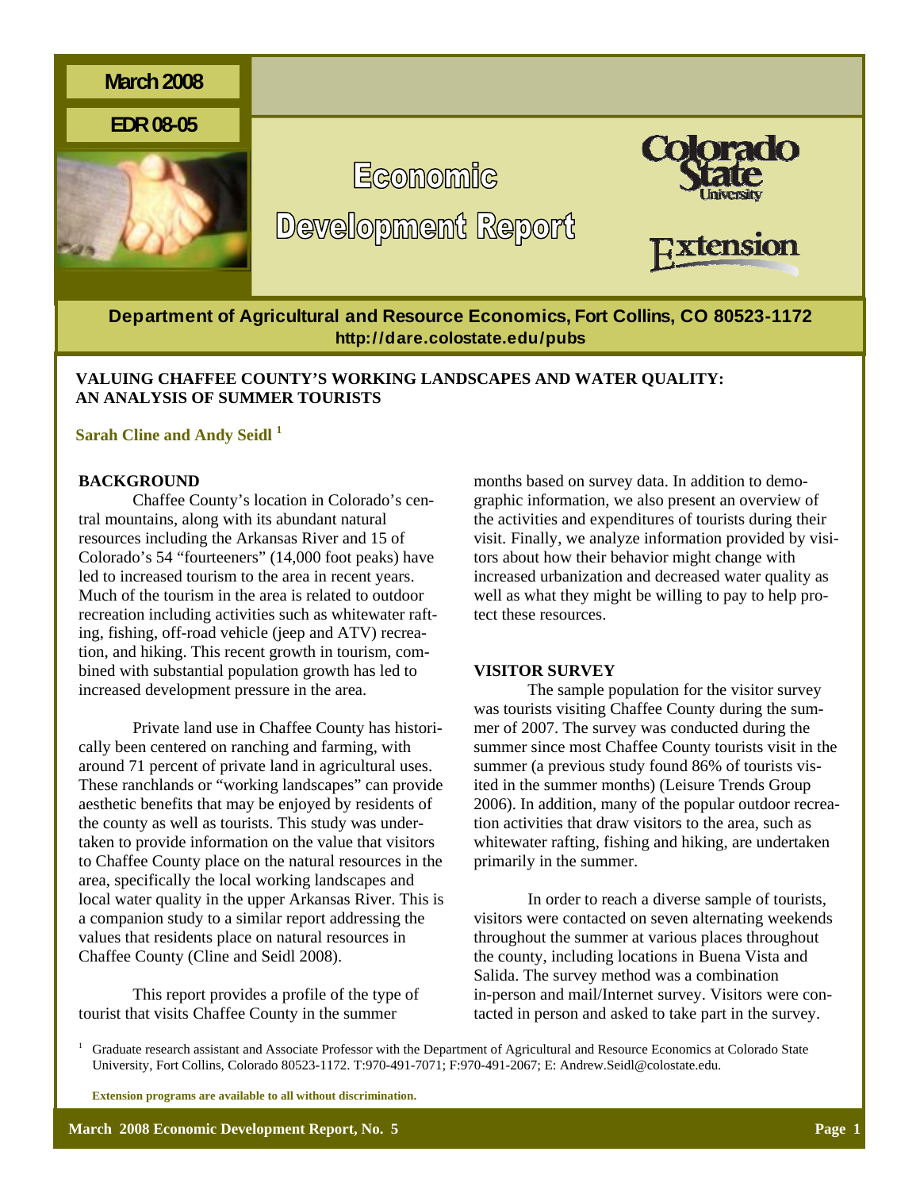March 2008

EDR 08-05

# Economic Development Report

Colorado State University Extension

**Department of Agricultural and Resource Economics, Fort Collins, CO 80523-1172**
**http://dare.colostate.edu/pubs**

## VALUING CHAFFEE COUNTY'S WORKING LANDSCAPES AND WATER QUALITY: AN ANALYSIS OF SUMMER TOURISTS

**Sarah Cline and Andy Seidl [1]**

### BACKGROUND

Chaffee County's location in Colorado's central mountains, along with its abundant natural resources including the Arkansas River and 15 of Colorado's 54 "fourteeners" (14,000 foot peaks) have led to increased tourism to the area in recent years. Much of the tourism in the area is related to outdoor recreation including activities such as whitewater rafting, fishing, off-road vehicle (jeep and ATV) recreation, and hiking. This recent growth in tourism, combined with substantial population growth has led to increased development pressure in the area.

Private land use in Chaffee County has historically been centered on ranching and farming, with around 71 percent of private land in agricultural uses. These ranchlands or "working landscapes" can provide aesthetic benefits that may be enjoyed by residents of the county as well as tourists. This study was undertaken to provide information on the value that visitors to Chaffee County place on the natural resources in the area, specifically the local working landscapes and local water quality in the upper Arkansas River. This is a companion study to a similar report addressing the values that residents place on natural resources in Chaffee County (Cline and Seidl 2008).

This report provides a profile of the type of tourist that visits Chaffee County in the summer months based on survey data. In addition to demographic information, we also present an overview of the activities and expenditures of tourists during their visit. Finally, we analyze information provided by visitors about how their behavior might change with increased urbanization and decreased water quality as well as what they might be willing to pay to help protect these resources.

### VISITOR SURVEY

The sample population for the visitor survey was tourists visiting Chaffee County during the summer of 2007. The survey was conducted during the summer since most Chaffee County tourists visit in the summer (a previous study found 86% of tourists visited in the summer months) (Leisure Trends Group 2006). In addition, many of the popular outdoor recreation activities that draw visitors to the area, such as whitewater rafting, fishing and hiking, are undertaken primarily in the summer.

In order to reach a diverse sample of tourists, visitors were contacted on seven alternating weekends throughout the summer at various places throughout the county, including locations in Buena Vista and Salida. The survey method was a combination in-person and mail/Internet survey. Visitors were contacted in person and asked to take part in the survey.

[1] Graduate research assistant and Associate Professor with the Department of Agricultural and Resource Economics at Colorado State University, Fort Collins, Colorado 80523-1172. T:970-491-7071; F:970-491-2067; E: Andrew.Seidl@colostate.edu.

**Extension programs are available to all without discrimination.**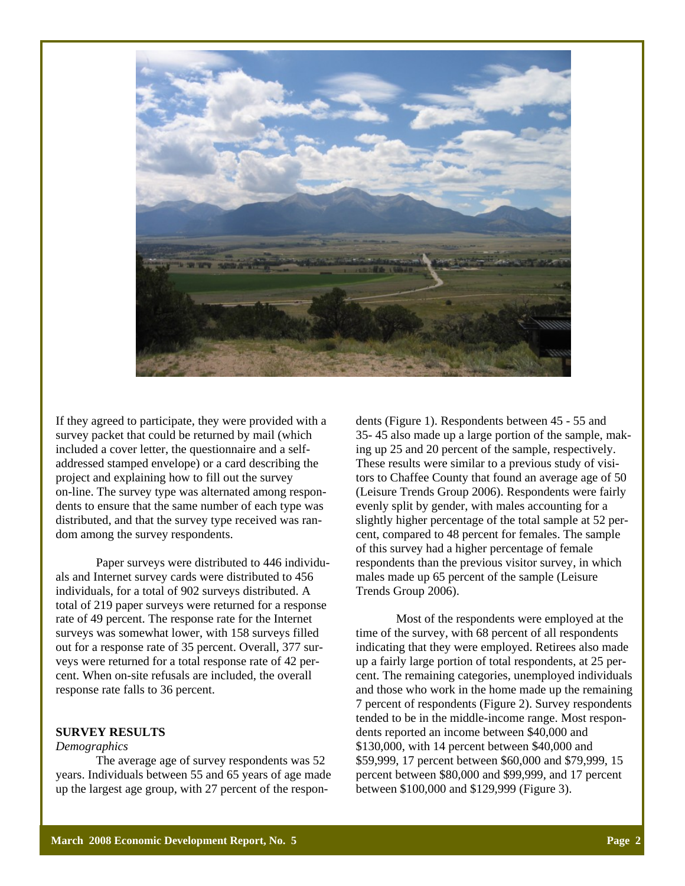If they agreed to participate, they were provided with a survey packet that could be returned by mail (which included a cover letter, the questionnaire and a self-addressed stamped envelope) or a card describing the project and explaining how to fill out the survey on-line. The survey type was alternated among respondents to ensure that the same number of each type was distributed, and that the survey type received was random among the survey respondents.

Paper surveys were distributed to 446 individuals and Internet survey cards were distributed to 456 individuals, for a total of 902 surveys distributed. A total of 219 paper surveys were returned for a response rate of 49 percent. The response rate for the Internet surveys was somewhat lower, with 158 surveys filled out for a response rate of 35 percent. Overall, 377 surveys were returned for a total response rate of 42 percent. When on-site refusals are included, the overall response rate falls to 36 percent.

## SURVEY RESULTS

*Demographics*

The average age of survey respondents was 52 years. Individuals between 55 and 65 years of age made up the largest age group, with 27 percent of the respondents (Figure 1). Respondents between 45 - 55 and 35- 45 also made up a large portion of the sample, making up 25 and 20 percent of the sample, respectively. These results were similar to a previous study of visitors to Chaffee County that found an average age of 50 (Leisure Trends Group 2006). Respondents were fairly evenly split by gender, with males accounting for a slightly higher percentage of the total sample at 52 percent, compared to 48 percent for females. The sample of this survey had a higher percentage of female respondents than the previous visitor survey, in which males made up 65 percent of the sample (Leisure Trends Group 2006).

Most of the respondents were employed at the time of the survey, with 68 percent of all respondents indicating that they were employed. Retirees also made up a fairly large portion of total respondents, at 25 percent. The remaining categories, unemployed individuals and those who work in the home made up the remaining 7 percent of respondents (Figure 2). Survey respondents tended to be in the middle-income range. Most respondents reported an income between $40,000 and $130,000, with 14 percent between $40,000 and $59,999, 17 percent between $60,000 and $79,999, 15 percent between $80,000 and $99,999, and 17 percent between $100,000 and $129,999 (Figure 3).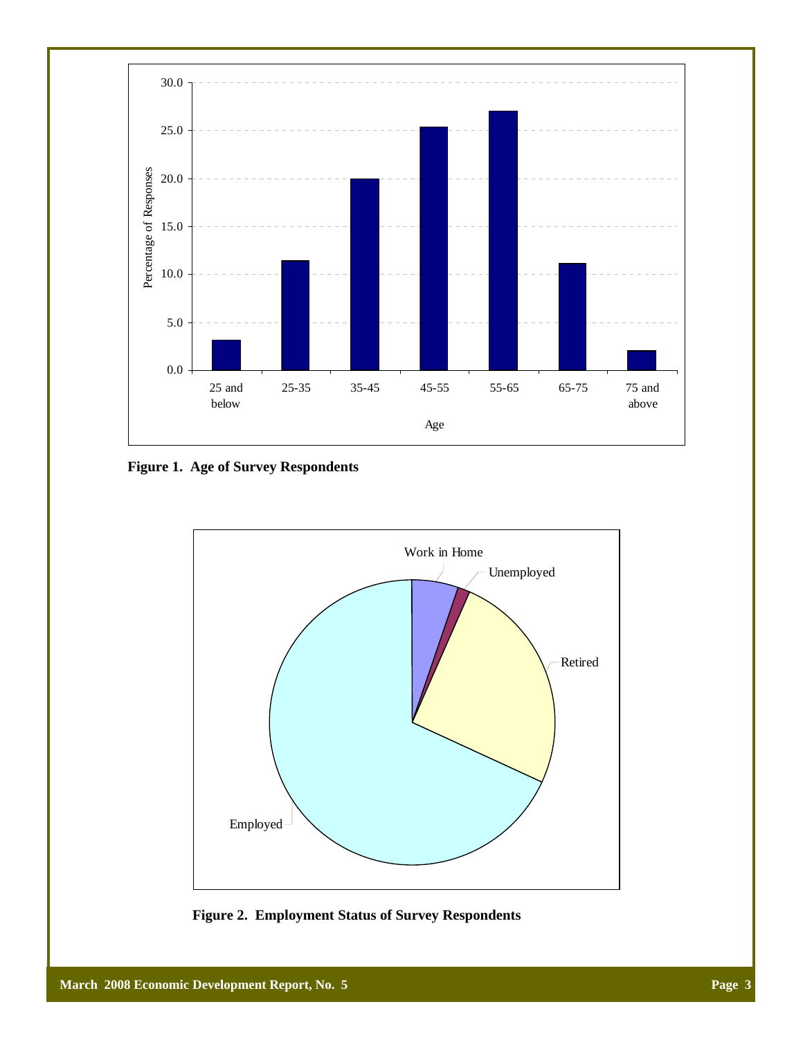**Figure 1. Age of Survey Respondents**

**Figure 2. Employment Status of Survey Respondents**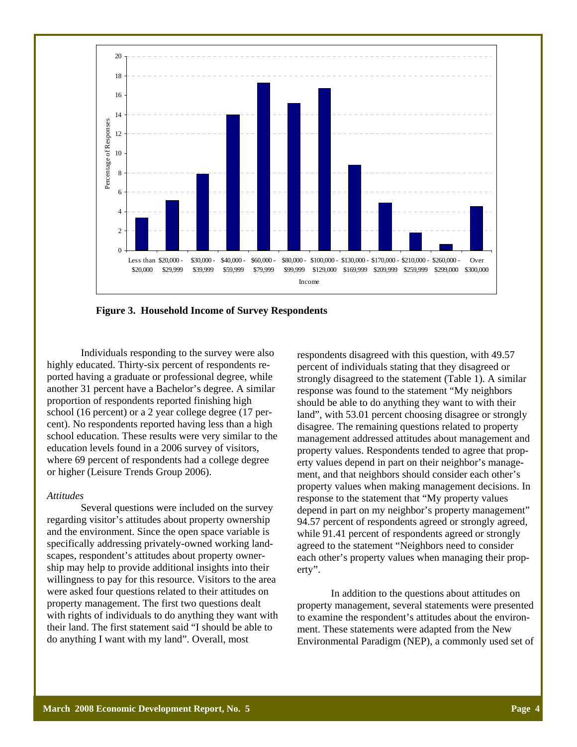**Figure 3. Household Income of Survey Respondents**

Individuals responding to the survey were also highly educated. Thirty-six percent of respondents reported having a graduate or professional degree, while another 31 percent have a Bachelor's degree. A similar proportion of respondents reported finishing high school (16 percent) or a 2 year college degree (17 percent). No respondents reported having less than a high school education. These results were very similar to the education levels found in a 2006 survey of visitors, where 69 percent of respondents had a college degree or higher (Leisure Trends Group 2006).

*Attitudes*

Several questions were included on the survey regarding visitor's attitudes about property ownership and the environment. Since the open space variable is specifically addressing privately-owned working landscapes, respondent's attitudes about property ownership may help to provide additional insights into their willingness to pay for this resource. Visitors to the area were asked four questions related to their attitudes on property management. The first two questions dealt with rights of individuals to do anything they want with their land. The first statement said "I should be able to do anything I want with my land". Overall, most respondents disagreed with this question, with 49.57 percent of individuals stating that they disagreed or strongly disagreed to the statement (Table 1). A similar response was found to the statement "My neighbors should be able to do anything they want with their land", with 53.01 percent choosing disagree or strongly disagree. The remaining questions related to property management addressed attitudes about management and property values. Respondents tended to agree that property values depend in part on their neighbor's management, and that neighbors should consider each other's property values when making management decisions. In response to the statement that "My property values depend in part on my neighbor's property management" 94.57 percent of respondents agreed or strongly agreed, while 91.41 percent of respondents agreed or strongly agreed to the statement "Neighbors need to consider each other's property values when managing their property".

In addition to the questions about attitudes on property management, several statements were presented to examine the respondent's attitudes about the environment. These statements were adapted from the New Environmental Paradigm (NEP), a commonly used set of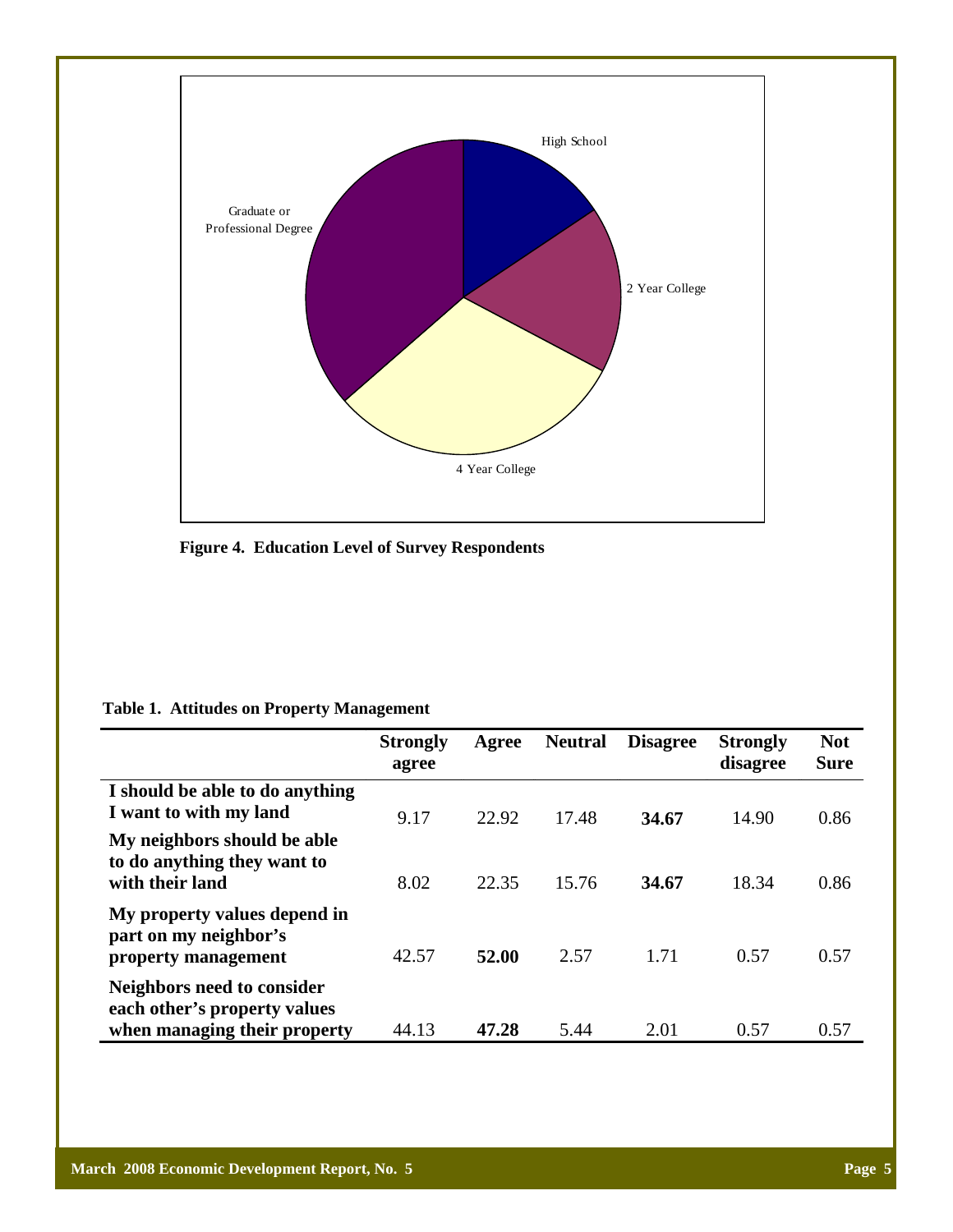High School

Graduate or Professional Degree

2 Year College

4 Year College

**Figure 4. Education Level of Survey Respondents**

**Table 1. Attitudes on Property Management**

| | Strongly agree | Agree | Neutral | Disagree | Strongly disagree | Not Sure |
|---|---|---|---|---|---|---|
| **I should be able to do anything I want to with my land** | 9.17 | 22.92 | 17.48 | **34.67** | 14.90 | 0.86 |
| **My neighbors should be able to do anything they want to with their land** | 8.02 | 22.35 | 15.76 | **34.67** | 18.34 | 0.86 |
| **My property values depend in part on my neighbor's property management** | 42.57 | **52.00** | 2.57 | 1.71 | 0.57 | 0.57 |
| **Neighbors need to consider each other's property values when managing their property** | 44.13 | **47.28** | 5.44 | 2.01 | 0.57 | 0.57 |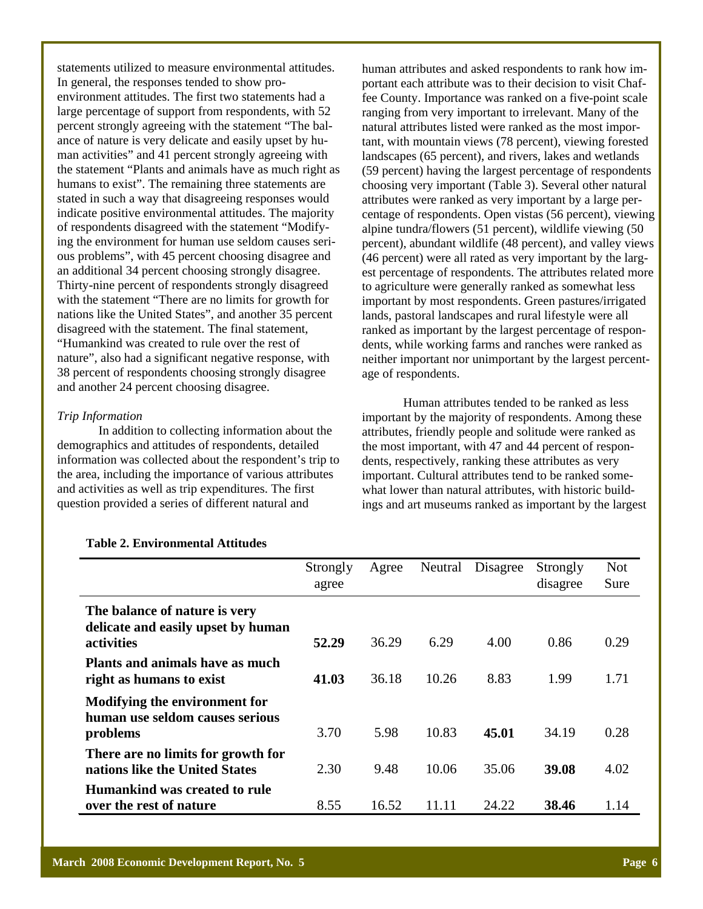statements utilized to measure environmental attitudes. In general, the responses tended to show pro-environment attitudes. The first two statements had a large percentage of support from respondents, with 52 percent strongly agreeing with the statement "The balance of nature is very delicate and easily upset by human activities" and 41 percent strongly agreeing with the statement "Plants and animals have as much right as humans to exist". The remaining three statements are stated in such a way that disagreeing responses would indicate positive environmental attitudes. The majority of respondents disagreed with the statement "Modifying the environment for human use seldom causes serious problems", with 45 percent choosing disagree and an additional 34 percent choosing strongly disagree. Thirty-nine percent of respondents strongly disagreed with the statement "There are no limits for growth for nations like the United States", and another 35 percent disagreed with the statement. The final statement, "Humankind was created to rule over the rest of nature", also had a significant negative response, with 38 percent of respondents choosing strongly disagree and another 24 percent choosing disagree.

*Trip Information*

In addition to collecting information about the demographics and attitudes of respondents, detailed information was collected about the respondent's trip to the area, including the importance of various attributes and activities as well as trip expenditures. The first question provided a series of different natural and human attributes and asked respondents to rank how important each attribute was to their decision to visit Chaffee County. Importance was ranked on a five-point scale ranging from very important to irrelevant. Many of the natural attributes listed were ranked as the most important, with mountain views (78 percent), viewing forested landscapes (65 percent), and rivers, lakes and wetlands (59 percent) having the largest percentage of respondents choosing very important (Table 3). Several other natural attributes were ranked as very important by a large percentage of respondents. Open vistas (56 percent), viewing alpine tundra/flowers (51 percent), wildlife viewing (50 percent), abundant wildlife (48 percent), and valley views (46 percent) were all rated as very important by the largest percentage of respondents. The attributes related more to agriculture were generally ranked as somewhat less important by most respondents. Green pastures/irrigated lands, pastoral landscapes and rural lifestyle were all ranked as important by the largest percentage of respondents, while working farms and ranches were ranked as neither important nor unimportant by the largest percentage of respondents.

Human attributes tended to be ranked as less important by the majority of respondents. Among these attributes, friendly people and solitude were ranked as the most important, with 47 and 44 percent of respondents, respectively, ranking these attributes as very important. Cultural attributes tend to be ranked somewhat lower than natural attributes, with historic buildings and art museums ranked as important by the largest

**Table 2. Environmental Attitudes**

| | Strongly agree | Agree | Neutral | Disagree | Strongly disagree | Not Sure |
|---|---|---|---|---|---|---|
| **The balance of nature is very delicate and easily upset by human activities** | **52.29** | 36.29 | 6.29 | 4.00 | 0.86 | 0.29 |
| **Plants and animals have as much right as humans to exist** | **41.03** | 36.18 | 10.26 | 8.83 | 1.99 | 1.71 |
| **Modifying the environment for human use seldom causes serious problems** | 3.70 | 5.98 | 10.83 | **45.01** | 34.19 | 0.28 |
| **There are no limits for growth for nations like the United States** | 2.30 | 9.48 | 10.06 | 35.06 | **39.08** | 4.02 |
| **Humankind was created to rule over the rest of nature** | 8.55 | 16.52 | 11.11 | 24.22 | **38.46** | 1.14 |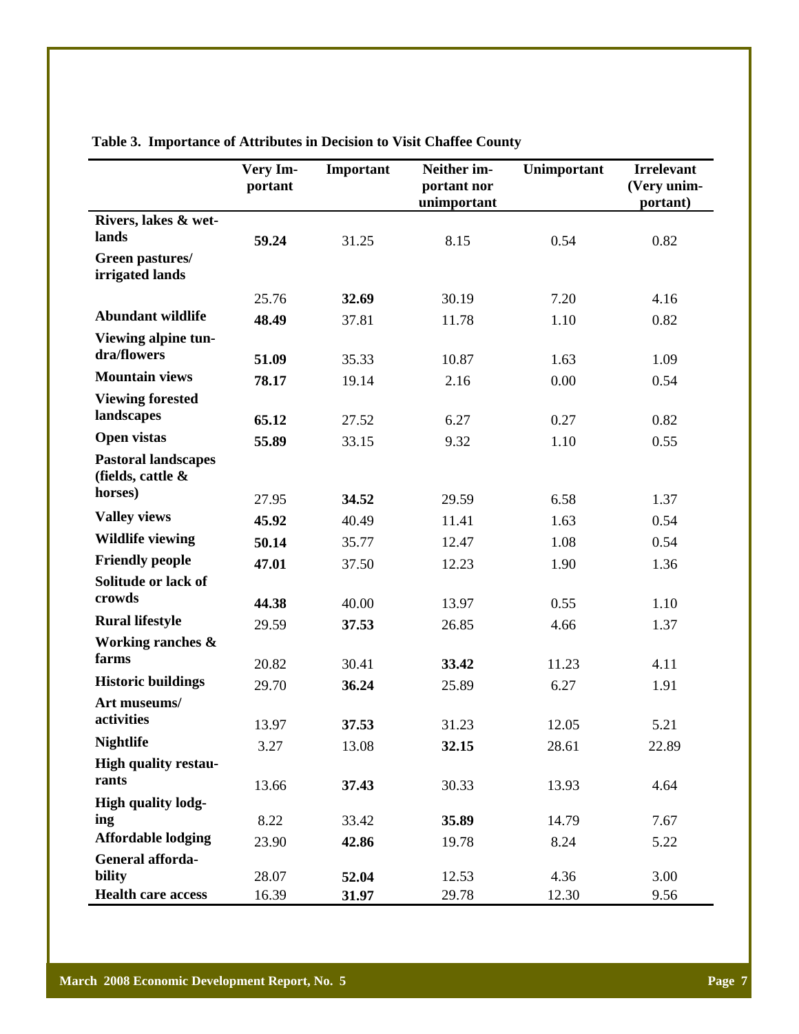**Table 3. Importance of Attributes in Decision to Visit Chaffee County**

| | Very Important | Important | Neither important nor unimportant | Unimportant | Irrelevant (Very unimportant) |
|---|---|---|---|---|---|
| **Rivers, lakes & wetlands** | **59.24** | 31.25 | 8.15 | 0.54 | 0.82 |
| **Green pastures/ irrigated lands** | 25.76 | **32.69** | 30.19 | 7.20 | 4.16 |
| **Abundant wildlife** | **48.49** | 37.81 | 11.78 | 1.10 | 0.82 |
| **Viewing alpine tundra/flowers** | **51.09** | 35.33 | 10.87 | 1.63 | 1.09 |
| **Mountain views** | **78.17** | 19.14 | 2.16 | 0.00 | 0.54 |
| **Viewing forested landscapes** | **65.12** | 27.52 | 6.27 | 0.27 | 0.82 |
| **Open vistas** | **55.89** | 33.15 | 9.32 | 1.10 | 0.55 |
| **Pastoral landscapes (fields, cattle & horses)** | 27.95 | **34.52** | 29.59 | 6.58 | 1.37 |
| **Valley views** | **45.92** | 40.49 | 11.41 | 1.63 | 0.54 |
| **Wildlife viewing** | **50.14** | 35.77 | 12.47 | 1.08 | 0.54 |
| **Friendly people** | **47.01** | 37.50 | 12.23 | 1.90 | 1.36 |
| **Solitude or lack of crowds** | **44.38** | 40.00 | 13.97 | 0.55 | 1.10 |
| **Rural lifestyle** | 29.59 | **37.53** | 26.85 | 4.66 | 1.37 |
| **Working ranches & farms** | 20.82 | 30.41 | **33.42** | 11.23 | 4.11 |
| **Historic buildings** | 29.70 | **36.24** | 25.89 | 6.27 | 1.91 |
| **Art museums/ activities** | 13.97 | **37.53** | 31.23 | 12.05 | 5.21 |
| **Nightlife** | 3.27 | 13.08 | **32.15** | 28.61 | 22.89 |
| **High quality restaurants** | 13.66 | **37.43** | 30.33 | 13.93 | 4.64 |
| **High quality lodging** | 8.22 | 33.42 | **35.89** | 14.79 | 7.67 |
| **Affordable lodging** | 23.90 | **42.86** | 19.78 | 8.24 | 5.22 |
| **General affordability** | 28.07 | **52.04** | 12.53 | 4.36 | 3.00 |
| **Health care access** | 16.39 | **31.97** | 29.78 | 12.30 | 9.56 |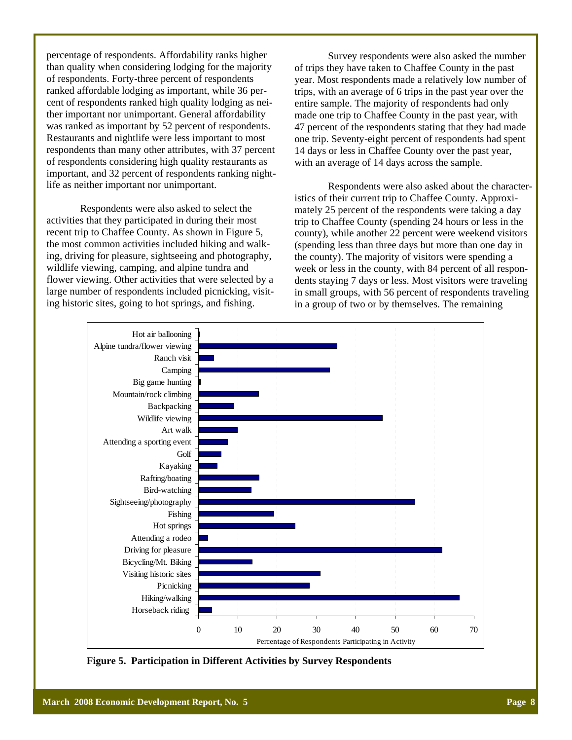percentage of respondents. Affordability ranks higher than quality when considering lodging for the majority of respondents. Forty-three percent of respondents ranked affordable lodging as important, while 36 percent of respondents ranked high quality lodging as neither important nor unimportant. General affordability was ranked as important by 52 percent of respondents. Restaurants and nightlife were less important to most respondents than many other attributes, with 37 percent of respondents considering high quality restaurants as important, and 32 percent of respondents ranking nightlife as neither important nor unimportant.

Respondents were also asked to select the activities that they participated in during their most recent trip to Chaffee County. As shown in Figure 5, the most common activities included hiking and walking, driving for pleasure, sightseeing and photography, wildlife viewing, camping, and alpine tundra and flower viewing. Other activities that were selected by a large number of respondents included picnicking, visiting historic sites, going to hot springs, and fishing.

Survey respondents were also asked the number of trips they have taken to Chaffee County in the past year. Most respondents made a relatively low number of trips, with an average of 6 trips in the past year over the entire sample. The majority of respondents had only made one trip to Chaffee County in the past year, with 47 percent of the respondents stating that they had made one trip. Seventy-eight percent of respondents had spent 14 days or less in Chaffee County over the past year, with an average of 14 days across the sample.

Respondents were also asked about the characteristics of their current trip to Chaffee County. Approximately 25 percent of the respondents were taking a day trip to Chaffee County (spending 24 hours or less in the county), while another 22 percent were weekend visitors (spending less than three days but more than one day in the county). The majority of visitors were spending a week or less in the county, with 84 percent of all respondents staying 7 days or less. Most visitors were traveling in small groups, with 56 percent of respondents traveling in a group of two or by themselves. The remaining

| Activity | Percentage of Respondents Participating in Activity (approx.) |
|---|---|
| Hot air ballooning | 0.3 |
| Alpine tundra/flower viewing | 35 |
| Ranch visit | 4 |
| Camping | 33 |
| Big game hunting | 0.5 |
| Mountain/rock climbing | 15 |
| Backpacking | 9 |
| Wildlife viewing | 47 |
| Art walk | 10 |
| Attending a sporting event | 7 |
| Golf | 6 |
| Kayaking | 5 |
| Rafting/boating | 15 |
| Bird-watching | 13 |
| Sightseeing/photography | 55 |
| Fishing | 19 |
| Hot springs | 25 |
| Attending a rodeo | 2 |
| Driving for pleasure | 62 |
| Bicycling/Mt. Biking | 14 |
| Visiting historic sites | 31 |
| Picnicking | 28 |
| Hiking/walking | 66 |
| Horseback riding | 3 |

**Figure 5. Participation in Different Activities by Survey Respondents**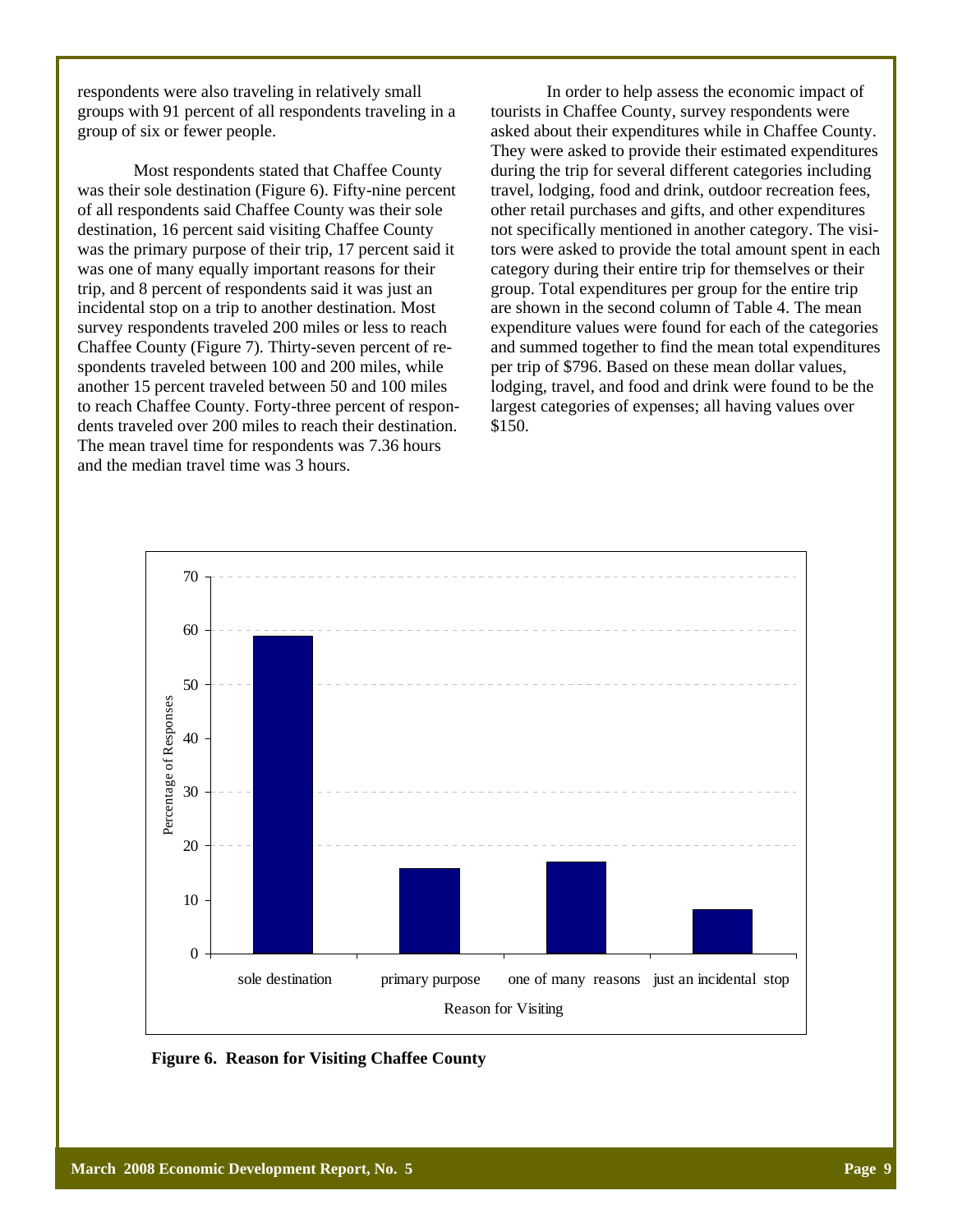respondents were also traveling in relatively small groups with 91 percent of all respondents traveling in a group of six or fewer people.

Most respondents stated that Chaffee County was their sole destination (Figure 6). Fifty-nine percent of all respondents said Chaffee County was their sole destination, 16 percent said visiting Chaffee County was the primary purpose of their trip, 17 percent said it was one of many equally important reasons for their trip, and 8 percent of respondents said it was just an incidental stop on a trip to another destination. Most survey respondents traveled 200 miles or less to reach Chaffee County (Figure 7). Thirty-seven percent of respondents traveled between 100 and 200 miles, while another 15 percent traveled between 50 and 100 miles to reach Chaffee County. Forty-three percent of respondents traveled over 200 miles to reach their destination. The mean travel time for respondents was 7.36 hours and the median travel time was 3 hours.

In order to help assess the economic impact of tourists in Chaffee County, survey respondents were asked about their expenditures while in Chaffee County. They were asked to provide their estimated expenditures during the trip for several different categories including travel, lodging, food and drink, outdoor recreation fees, other retail purchases and gifts, and other expenditures not specifically mentioned in another category. The visitors were asked to provide the total amount spent in each category during their entire trip for themselves or their group. Total expenditures per group for the entire trip are shown in the second column of Table 4. The mean expenditure values were found for each of the categories and summed together to find the mean total expenditures per trip of $796. Based on these mean dollar values, lodging, travel, and food and drink were found to be the largest categories of expenses; all having values over $150.

**Figure 6. Reason for Visiting Chaffee County**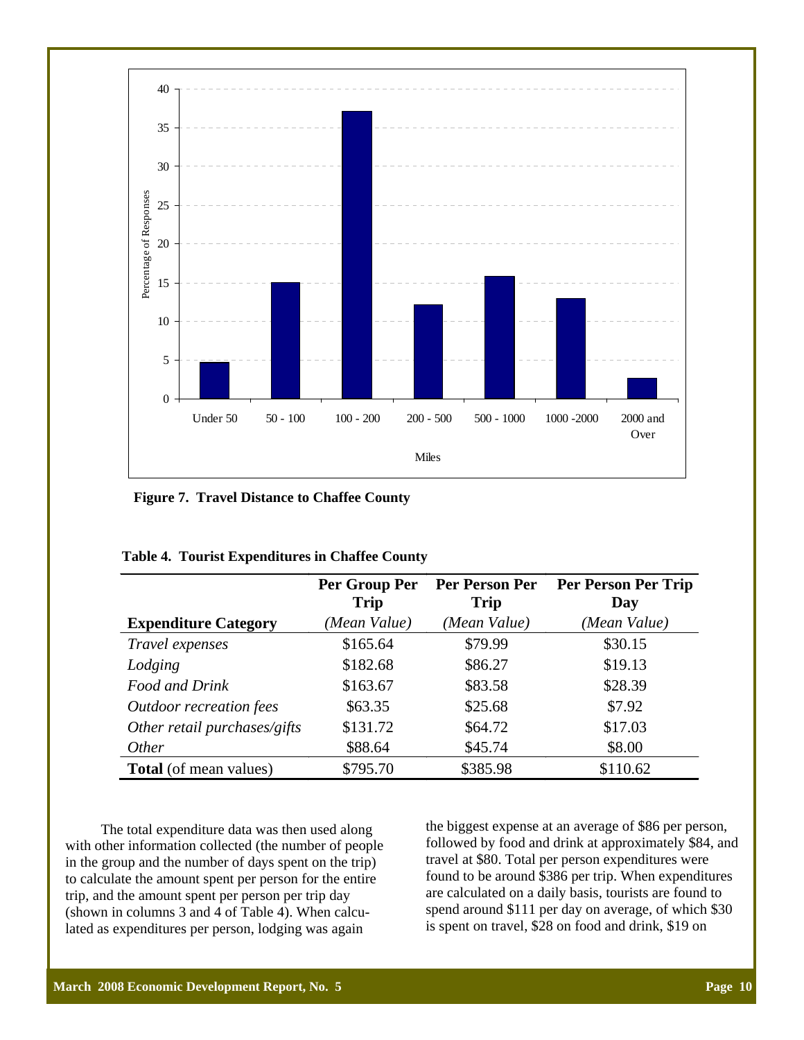**Figure 7. Travel Distance to Chaffee County**

**Table 4. Tourist Expenditures in Chaffee County**

| **Expenditure Category** | **Per Group Per Trip** *(Mean Value)* | **Per Person Per Trip** *(Mean Value)* | **Per Person Per Trip Day** *(Mean Value)* |
|---|---|---|---|
| *Travel expenses* | $165.64 | $79.99 | $30.15 |
| *Lodging* | $182.68 | $86.27 | $19.13 |
| *Food and Drink* | $163.67 | $83.58 | $28.39 |
| *Outdoor recreation fees* | $63.35 | $25.68 | $7.92 |
| *Other retail purchases/gifts* | $131.72 | $64.72 | $17.03 |
| *Other* | $88.64 | $45.74 | $8.00 |
| **Total** (of mean values) | $795.70 | $385.98 | $110.62 |

The total expenditure data was then used along with other information collected (the number of people in the group and the number of days spent on the trip) to calculate the amount spent per person for the entire trip, and the amount spent per person per trip day (shown in columns 3 and 4 of Table 4). When calculated as expenditures per person, lodging was again the biggest expense at an average of $86 per person, followed by food and drink at approximately $84, and travel at $80. Total per person expenditures were found to be around $386 per trip. When expenditures are calculated on a daily basis, tourists are found to spend around $111 per day on average, of which $30 is spent on travel, $28 on food and drink, $19 on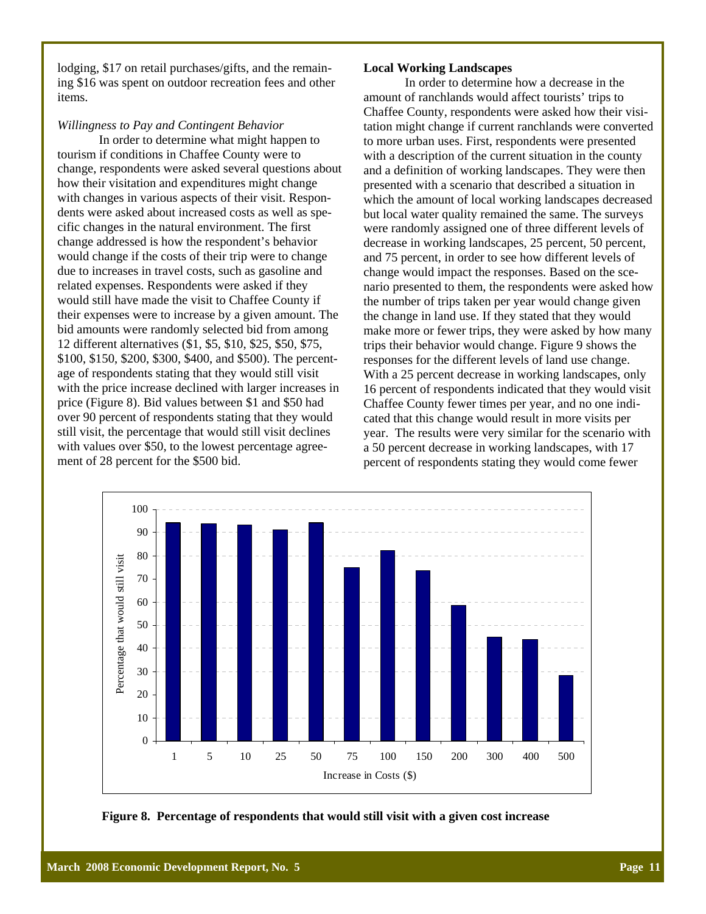lodging, $17 on retail purchases/gifts, and the remaining $16 was spent on outdoor recreation fees and other items.

*Willingness to Pay and Contingent Behavior*

In order to determine what might happen to tourism if conditions in Chaffee County were to change, respondents were asked several questions about how their visitation and expenditures might change with changes in various aspects of their visit. Respondents were asked about increased costs as well as specific changes in the natural environment. The first change addressed is how the respondent's behavior would change if the costs of their trip were to change due to increases in travel costs, such as gasoline and related expenses. Respondents were asked if they would still have made the visit to Chaffee County if their expenses were to increase by a given amount. The bid amounts were randomly selected bid from among 12 different alternatives ($1, $5, $10, $25, $50, $75, $100, $150, $200, $300, $400, and $500). The percentage of respondents stating that they would still visit with the price increase declined with larger increases in price (Figure 8). Bid values between $1 and $50 had over 90 percent of respondents stating that they would still visit, the percentage that would still visit declines with values over $50, to the lowest percentage agreement of 28 percent for the $500 bid.

**Local Working Landscapes**

In order to determine how a decrease in the amount of ranchlands would affect tourists' trips to Chaffee County, respondents were asked how their visitation might change if current ranchlands were converted to more urban uses. First, respondents were presented with a description of the current situation in the county and a definition of working landscapes. They were then presented with a scenario that described a situation in which the amount of local working landscapes decreased but local water quality remained the same. The surveys were randomly assigned one of three different levels of decrease in working landscapes, 25 percent, 50 percent, and 75 percent, in order to see how different levels of change would impact the responses. Based on the scenario presented to them, the respondents were asked how the number of trips taken per year would change given the change in land use. If they stated that they would make more or fewer trips, they were asked by how many trips their behavior would change. Figure 9 shows the responses for the different levels of land use change. With a 25 percent decrease in working landscapes, only 16 percent of respondents indicated that they would visit Chaffee County fewer times per year, and no one indicated that this change would result in more visits per year. The results were very similar for the scenario with a 50 percent decrease in working landscapes, with 17 percent of respondents stating they would come fewer

| Increase in Costs ($) | Percentage that would still visit |
|---|---|
| 1 | 94 |
| 5 | 94 |
| 10 | 93 |
| 25 | 91 |
| 50 | 94 |
| 75 | 75 |
| 100 | 82 |
| 150 | 74 |
| 200 | 59 |
| 300 | 45 |
| 400 | 44 |
| 500 | 28 |

**Figure 8. Percentage of respondents that would still visit with a given cost increase**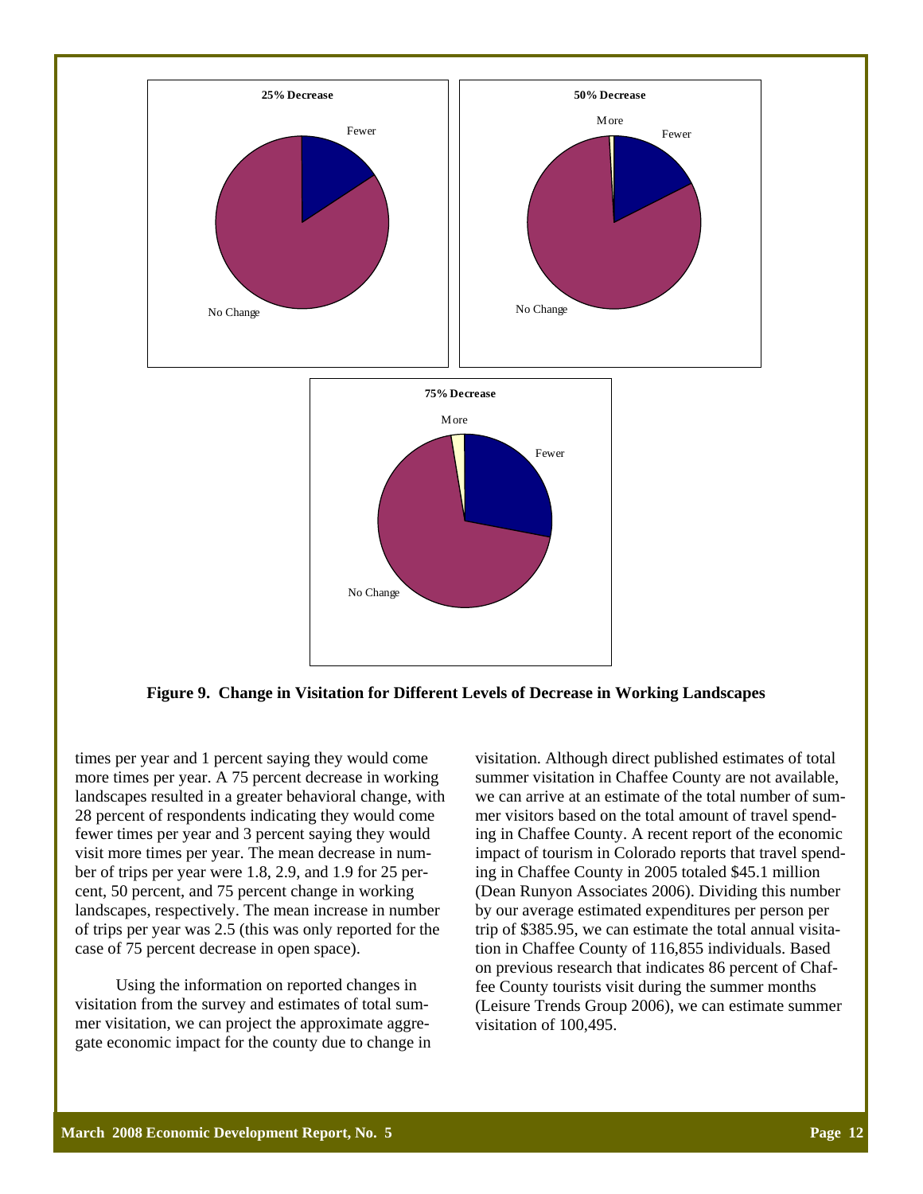**Figure 9. Change in Visitation for Different Levels of Decrease in Working Landscapes**

times per year and 1 percent saying they would come more times per year. A 75 percent decrease in working landscapes resulted in a greater behavioral change, with 28 percent of respondents indicating they would come fewer times per year and 3 percent saying they would visit more times per year. The mean decrease in number of trips per year were 1.8, 2.9, and 1.9 for 25 percent, 50 percent, and 75 percent change in working landscapes, respectively. The mean increase in number of trips per year was 2.5 (this was only reported for the case of 75 percent decrease in open space).

Using the information on reported changes in visitation from the survey and estimates of total summer visitation, we can project the approximate aggregate economic impact for the county due to change in visitation. Although direct published estimates of total summer visitation in Chaffee County are not available, we can arrive at an estimate of the total number of summer visitors based on the total amount of travel spending in Chaffee County. A recent report of the economic impact of tourism in Colorado reports that travel spending in Chaffee County in 2005 totaled $45.1 million (Dean Runyon Associates 2006). Dividing this number by our average estimated expenditures per person per trip of $385.95, we can estimate the total annual visitation in Chaffee County of 116,855 individuals. Based on previous research that indicates 86 percent of Chaffee County tourists visit during the summer months (Leisure Trends Group 2006), we can estimate summer visitation of 100,495.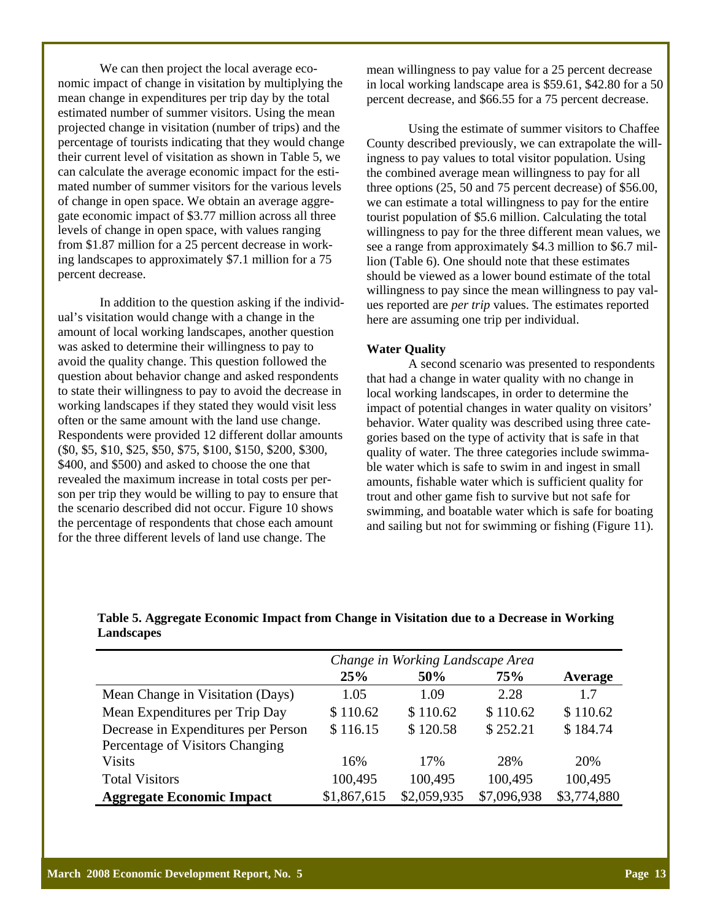We can then project the local average economic impact of change in visitation by multiplying the mean change in expenditures per trip day by the total estimated number of summer visitors. Using the mean projected change in visitation (number of trips) and the percentage of tourists indicating that they would change their current level of visitation as shown in Table 5, we can calculate the average economic impact for the estimated number of summer visitors for the various levels of change in open space. We obtain an average aggregate economic impact of $3.77 million across all three levels of change in open space, with values ranging from $1.87 million for a 25 percent decrease in working landscapes to approximately $7.1 million for a 75 percent decrease.

In addition to the question asking if the individual's visitation would change with a change in the amount of local working landscapes, another question was asked to determine their willingness to pay to avoid the quality change. This question followed the question about behavior change and asked respondents to state their willingness to pay to avoid the decrease in working landscapes if they stated they would visit less often or the same amount with the land use change. Respondents were provided 12 different dollar amounts ($0, $5, $10, $25, $50, $75, $100, $150, $200, $300, $400, and $500) and asked to choose the one that revealed the maximum increase in total costs per person per trip they would be willing to pay to ensure that the scenario described did not occur. Figure 10 shows the percentage of respondents that chose each amount for the three different levels of land use change. The mean willingness to pay value for a 25 percent decrease in local working landscape area is $59.61, $42.80 for a 50 percent decrease, and $66.55 for a 75 percent decrease.

Using the estimate of summer visitors to Chaffee County described previously, we can extrapolate the willingness to pay values to total visitor population. Using the combined average mean willingness to pay for all three options (25, 50 and 75 percent decrease) of $56.00, we can estimate a total willingness to pay for the entire tourist population of $5.6 million. Calculating the total willingness to pay for the three different mean values, we see a range from approximately $4.3 million to $6.7 million (Table 6). One should note that these estimates should be viewed as a lower bound estimate of the total willingness to pay since the mean willingness to pay values reported are *per trip* values. The estimates reported here are assuming one trip per individual.

**Water Quality**

A second scenario was presented to respondents that had a change in water quality with no change in local working landscapes, in order to determine the impact of potential changes in water quality on visitors' behavior. Water quality was described using three categories based on the type of activity that is safe in that quality of water. The three categories include swimmable water which is safe to swim in and ingest in small amounts, fishable water which is sufficient quality for trout and other game fish to survive but not safe for swimming, and boatable water which is safe for boating and sailing but not for swimming or fishing (Figure 11).

**Table 5. Aggregate Economic Impact from Change in Visitation due to a Decrease in Working Landscapes**

| | *Change in Working Landscape Area* | | | |
|---|---|---|---|---|
| | **25%** | **50%** | **75%** | **Average** |
| Mean Change in Visitation (Days) | 1.05 | 1.09 | 2.28 | 1.7 |
| Mean Expenditures per Trip Day | $ 110.62 | $ 110.62 | $ 110.62 | $ 110.62 |
| Decrease in Expenditures per Person | $ 116.15 | $ 120.58 | $ 252.21 | $ 184.74 |
| Percentage of Visitors Changing Visits | 16% | 17% | 28% | 20% |
| Total Visitors | 100,495 | 100,495 | 100,495 | 100,495 |
| **Aggregate Economic Impact** | $1,867,615 | $2,059,935 | $7,096,938 | $3,774,880 |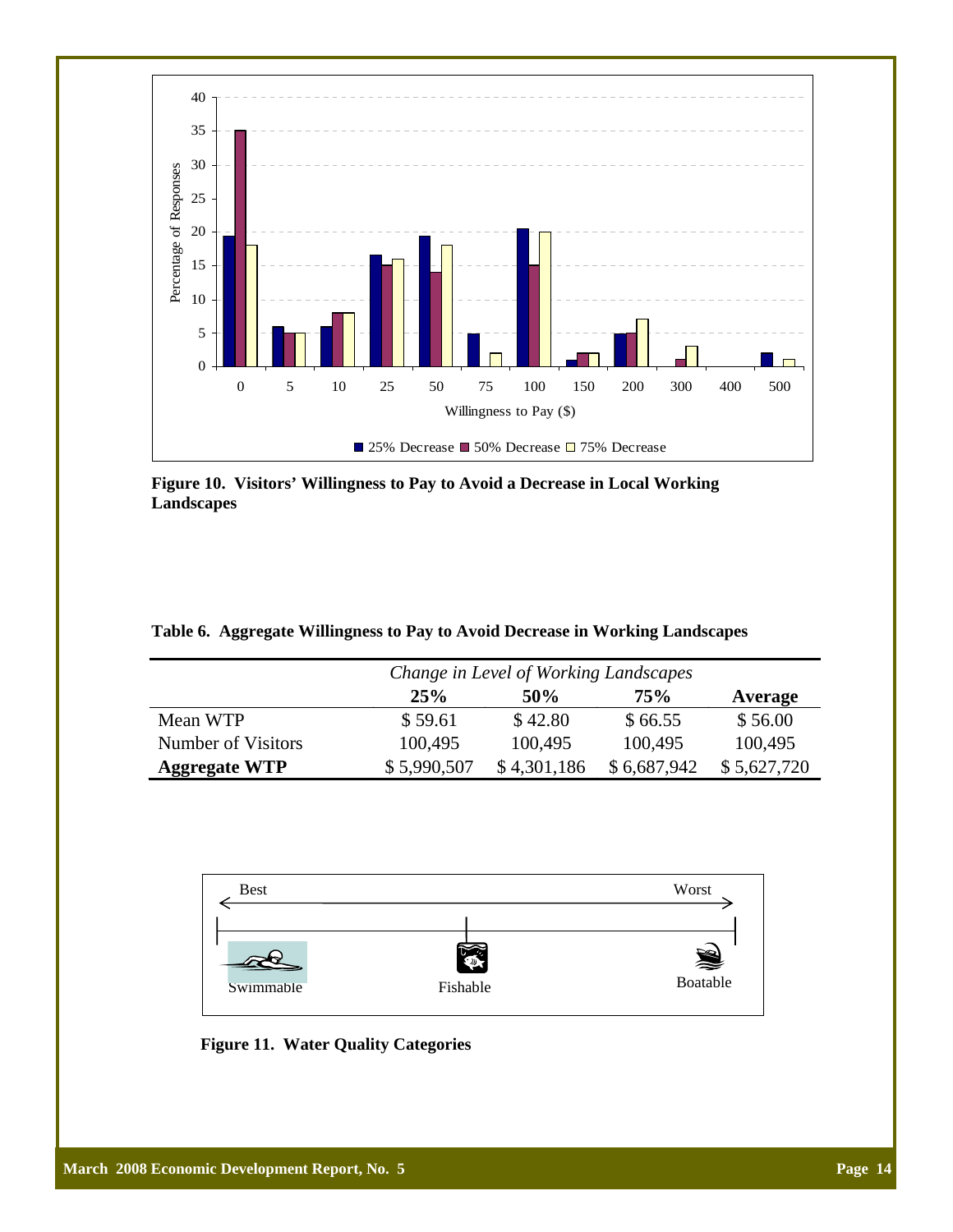**Figure 10. Visitors' Willingness to Pay to Avoid a Decrease in Local Working Landscapes**

**Table 6. Aggregate Willingness to Pay to Avoid Decrease in Working Landscapes**

| | *Change in Level of Working Landscapes* | | | |
|---|---|---|---|---|
| | **25%** | **50%** | **75%** | **Average** |
| Mean WTP | $ 59.61 | $ 42.80 | $ 66.55 | $ 56.00 |
| Number of Visitors | 100,495 | 100,495 | 100,495 | 100,495 |
| **Aggregate WTP** | $ 5,990,507 | $ 4,301,186 | $ 6,687,942 | $ 5,627,720 |

**Figure 11. Water Quality Categories**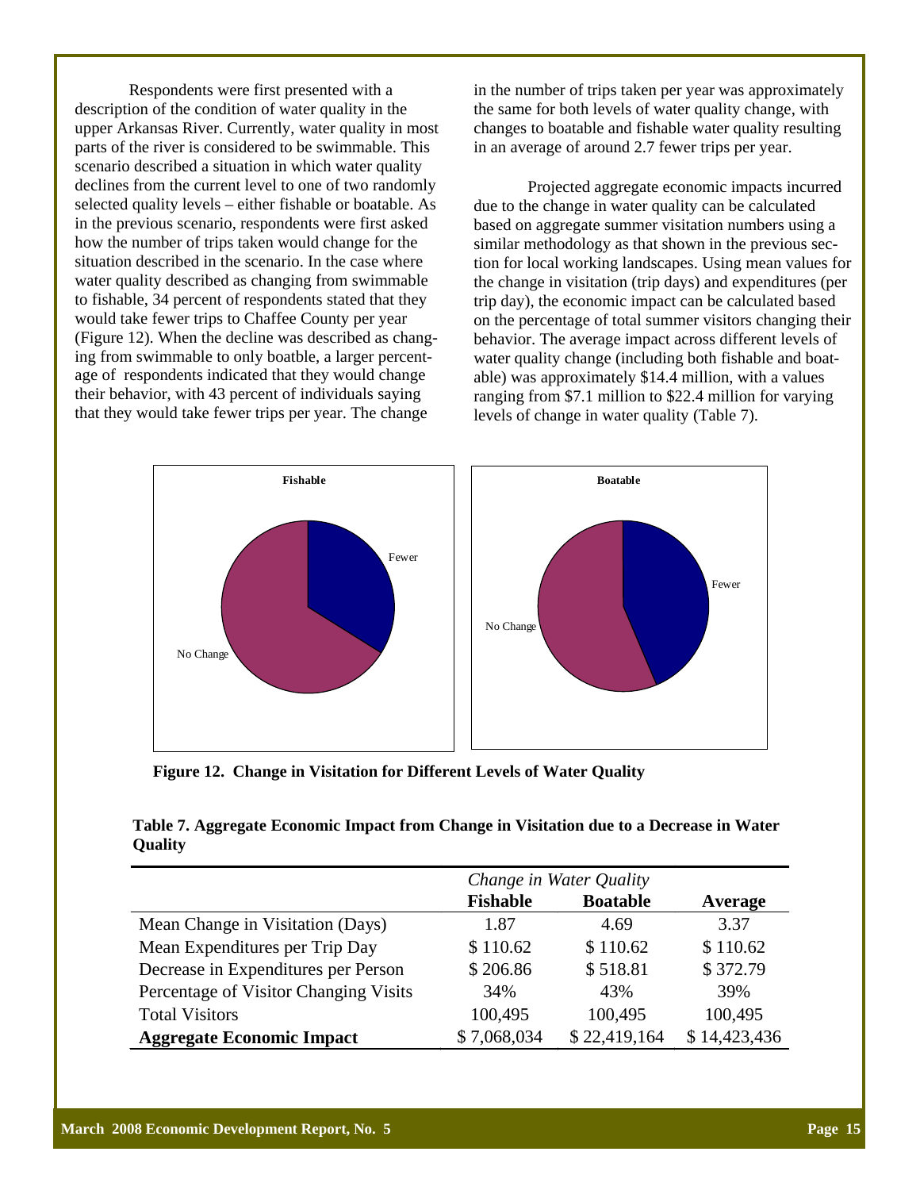Respondents were first presented with a description of the condition of water quality in the upper Arkansas River. Currently, water quality in most parts of the river is considered to be swimmable. This scenario described a situation in which water quality declines from the current level to one of two randomly selected quality levels – either fishable or boatable. As in the previous scenario, respondents were first asked how the number of trips taken would change for the situation described in the scenario. In the case where water quality described as changing from swimmable to fishable, 34 percent of respondents stated that they would take fewer trips to Chaffee County per year (Figure 12). When the decline was described as changing from swimmable to only boatble, a larger percentage of respondents indicated that they would change their behavior, with 43 percent of individuals saying that they would take fewer trips per year. The change in the number of trips taken per year was approximately the same for both levels of water quality change, with changes to boatable and fishable water quality resulting in an average of around 2.7 fewer trips per year.

Projected aggregate economic impacts incurred due to the change in water quality can be calculated based on aggregate summer visitation numbers using a similar methodology as that shown in the previous section for local working landscapes. Using mean values for the change in visitation (trip days) and expenditures (per trip day), the economic impact can be calculated based on the percentage of total summer visitors changing their behavior. The average impact across different levels of water quality change (including both fishable and boatable) was approximately $14.4 million, with a values ranging from $7.1 million to $22.4 million for varying levels of change in water quality (Table 7).

**Figure 12. Change in Visitation for Different Levels of Water Quality**

**Table 7. Aggregate Economic Impact from Change in Visitation due to a Decrease in Water Quality**

| | *Change in Water Quality* | | |
|---|---|---|---|
| | **Fishable** | **Boatable** | **Average** |
| Mean Change in Visitation (Days) | 1.87 | 4.69 | 3.37 |
| Mean Expenditures per Trip Day | $ 110.62 | $ 110.62 | $ 110.62 |
| Decrease in Expenditures per Person | $ 206.86 | $ 518.81 | $ 372.79 |
| Percentage of Visitor Changing Visits | 34% | 43% | 39% |
| Total Visitors | 100,495 | 100,495 | 100,495 |
| **Aggregate Economic Impact** | $ 7,068,034 | $ 22,419,164 | $ 14,423,436 |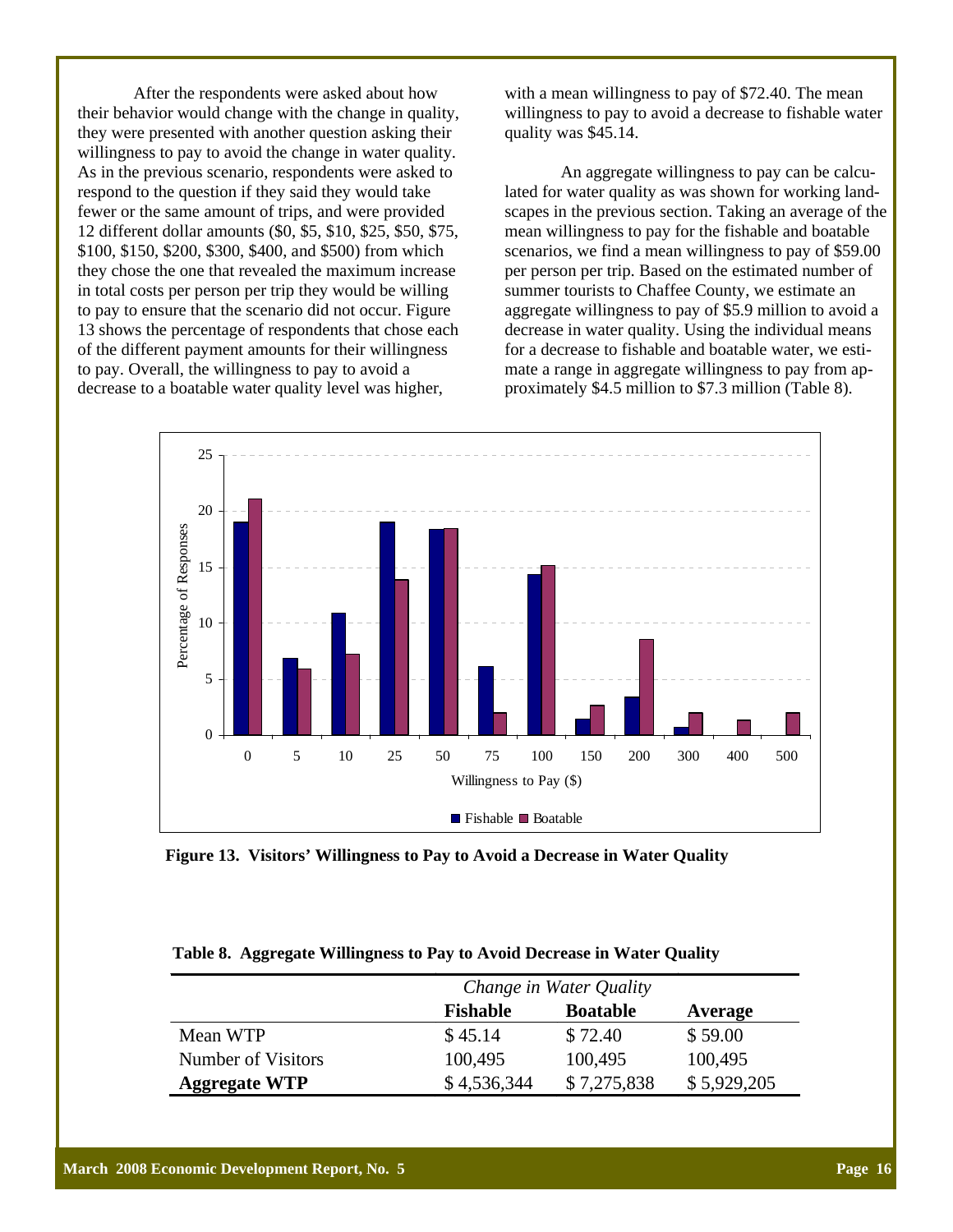After the respondents were asked about how their behavior would change with the change in quality, they were presented with another question asking their willingness to pay to avoid the change in water quality. As in the previous scenario, respondents were asked to respond to the question if they said they would take fewer or the same amount of trips, and were provided 12 different dollar amounts ($0, $5, $10, $25, $50, $75, $100, $150, $200, $300, $400, and $500) from which they chose the one that revealed the maximum increase in total costs per person per trip they would be willing to pay to ensure that the scenario did not occur. Figure 13 shows the percentage of respondents that chose each of the different payment amounts for their willingness to pay. Overall, the willingness to pay to avoid a decrease to a boatable water quality level was higher, with a mean willingness to pay of $72.40. The mean willingness to pay to avoid a decrease to fishable water quality was $45.14.

An aggregate willingness to pay can be calculated for water quality as was shown for working landscapes in the previous section. Taking an average of the mean willingness to pay for the fishable and boatable scenarios, we find a mean willingness to pay of $59.00 per person per trip. Based on the estimated number of summer tourists to Chaffee County, we estimate an aggregate willingness to pay of $5.9 million to avoid a decrease in water quality. Using the individual means for a decrease to fishable and boatable water, we estimate a range in aggregate willingness to pay from approximately $4.5 million to $7.3 million (Table 8).

**Figure 13. Visitors' Willingness to Pay to Avoid a Decrease in Water Quality**

**Table 8. Aggregate Willingness to Pay to Avoid Decrease in Water Quality**

| | *Change in Water Quality* | | |
|---|---|---|---|
| | **Fishable** | **Boatable** | **Average** |
| Mean WTP | $ 45.14 | $ 72.40 | $ 59.00 |
| Number of Visitors | 100,495 | 100,495 | 100,495 |
| **Aggregate WTP** | $ 4,536,344 | $ 7,275,838 | $ 5,929,205 |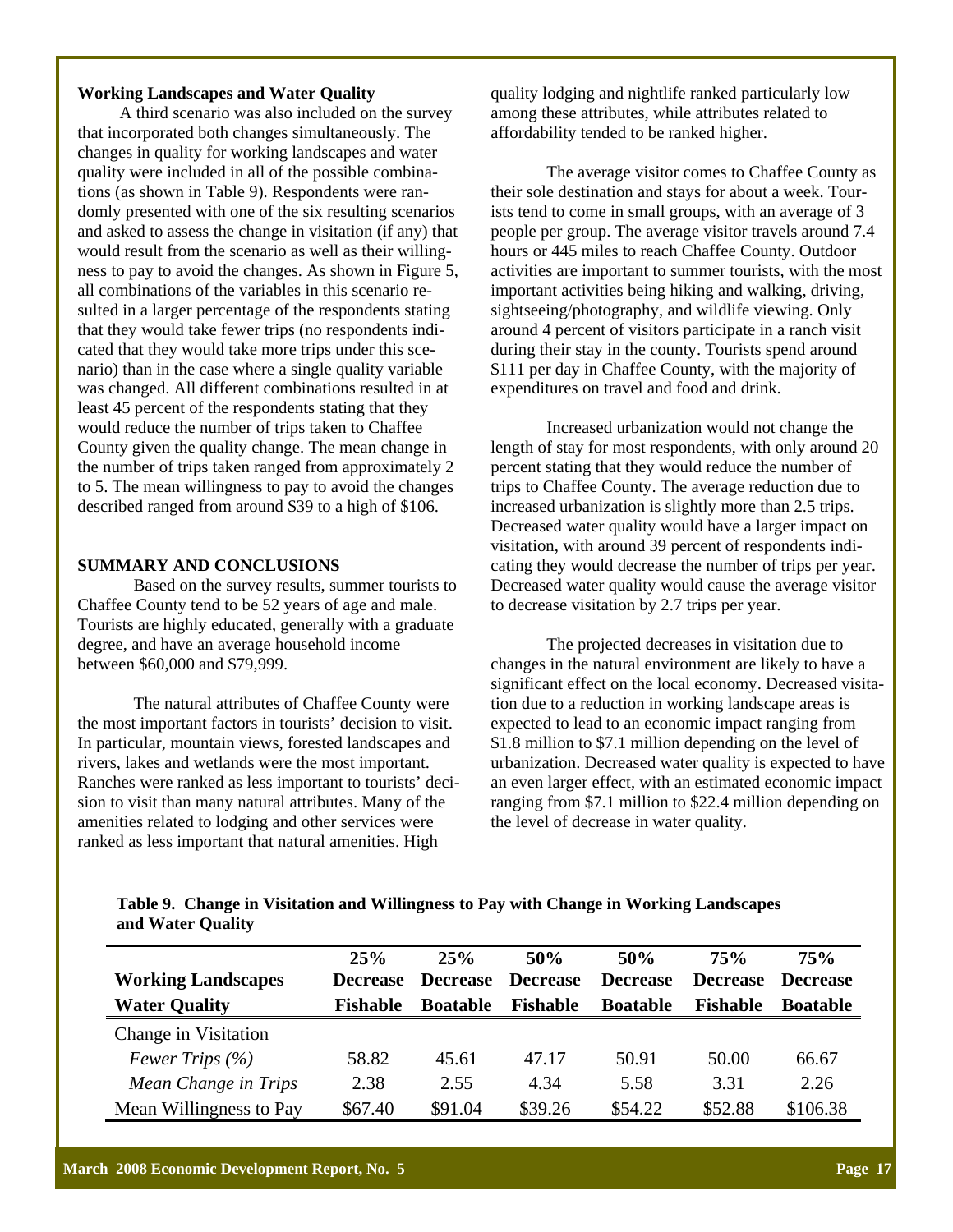### Working Landscapes and Water Quality

A third scenario was also included on the survey that incorporated both changes simultaneously. The changes in quality for working landscapes and water quality were included in all of the possible combinations (as shown in Table 9). Respondents were randomly presented with one of the six resulting scenarios and asked to assess the change in visitation (if any) that would result from the scenario as well as their willingness to pay to avoid the changes. As shown in Figure 5, all combinations of the variables in this scenario resulted in a larger percentage of the respondents stating that they would take fewer trips (no respondents indicated that they would take more trips under this scenario) than in the case where a single quality variable was changed. All different combinations resulted in at least 45 percent of the respondents stating that they would reduce the number of trips taken to Chaffee County given the quality change. The mean change in the number of trips taken ranged from approximately 2 to 5. The mean willingness to pay to avoid the changes described ranged from around $39 to a high of $106.

## SUMMARY AND CONCLUSIONS

Based on the survey results, summer tourists to Chaffee County tend to be 52 years of age and male. Tourists are highly educated, generally with a graduate degree, and have an average household income between $60,000 and $79,999.

The natural attributes of Chaffee County were the most important factors in tourists' decision to visit. In particular, mountain views, forested landscapes and rivers, lakes and wetlands were the most important. Ranches were ranked as less important to tourists' decision to visit than many natural attributes. Many of the amenities related to lodging and other services were ranked as less important that natural amenities. High quality lodging and nightlife ranked particularly low among these attributes, while attributes related to affordability tended to be ranked higher.

The average visitor comes to Chaffee County as their sole destination and stays for about a week. Tourists tend to come in small groups, with an average of 3 people per group. The average visitor travels around 7.4 hours or 445 miles to reach Chaffee County. Outdoor activities are important to summer tourists, with the most important activities being hiking and walking, driving, sightseeing/photography, and wildlife viewing. Only around 4 percent of visitors participate in a ranch visit during their stay in the county. Tourists spend around $111 per day in Chaffee County, with the majority of expenditures on travel and food and drink.

Increased urbanization would not change the length of stay for most respondents, with only around 20 percent stating that they would reduce the number of trips to Chaffee County. The average reduction due to increased urbanization is slightly more than 2.5 trips. Decreased water quality would have a larger impact on visitation, with around 39 percent of respondents indicating they would decrease the number of trips per year. Decreased water quality would cause the average visitor to decrease visitation by 2.7 trips per year.

The projected decreases in visitation due to changes in the natural environment are likely to have a significant effect on the local economy. Decreased visitation due to a reduction in working landscape areas is expected to lead to an economic impact ranging from $1.8 million to $7.1 million depending on the level of urbanization. Decreased water quality is expected to have an even larger effect, with an estimated economic impact ranging from $7.1 million to $22.4 million depending on the level of decrease in water quality.

**Table 9. Change in Visitation and Willingness to Pay with Change in Working Landscapes and Water Quality**

| Working Landscapes | 25% Decrease | 25% Decrease | 50% Decrease | 50% Decrease | 75% Decrease | 75% Decrease |
|---|---|---|---|---|---|---|
| **Water Quality** | **Fishable** | **Boatable** | **Fishable** | **Boatable** | **Fishable** | **Boatable** |
| Change in Visitation | | | | | | |
| *Fewer Trips (%)* | 58.82 | 45.61 | 47.17 | 50.91 | 50.00 | 66.67 |
| *Mean Change in Trips* | 2.38 | 2.55 | 4.34 | 5.58 | 3.31 | 2.26 |
| Mean Willingness to Pay | $67.40 | $91.04 | $39.26 | $54.22 | $52.88 | $106.38 |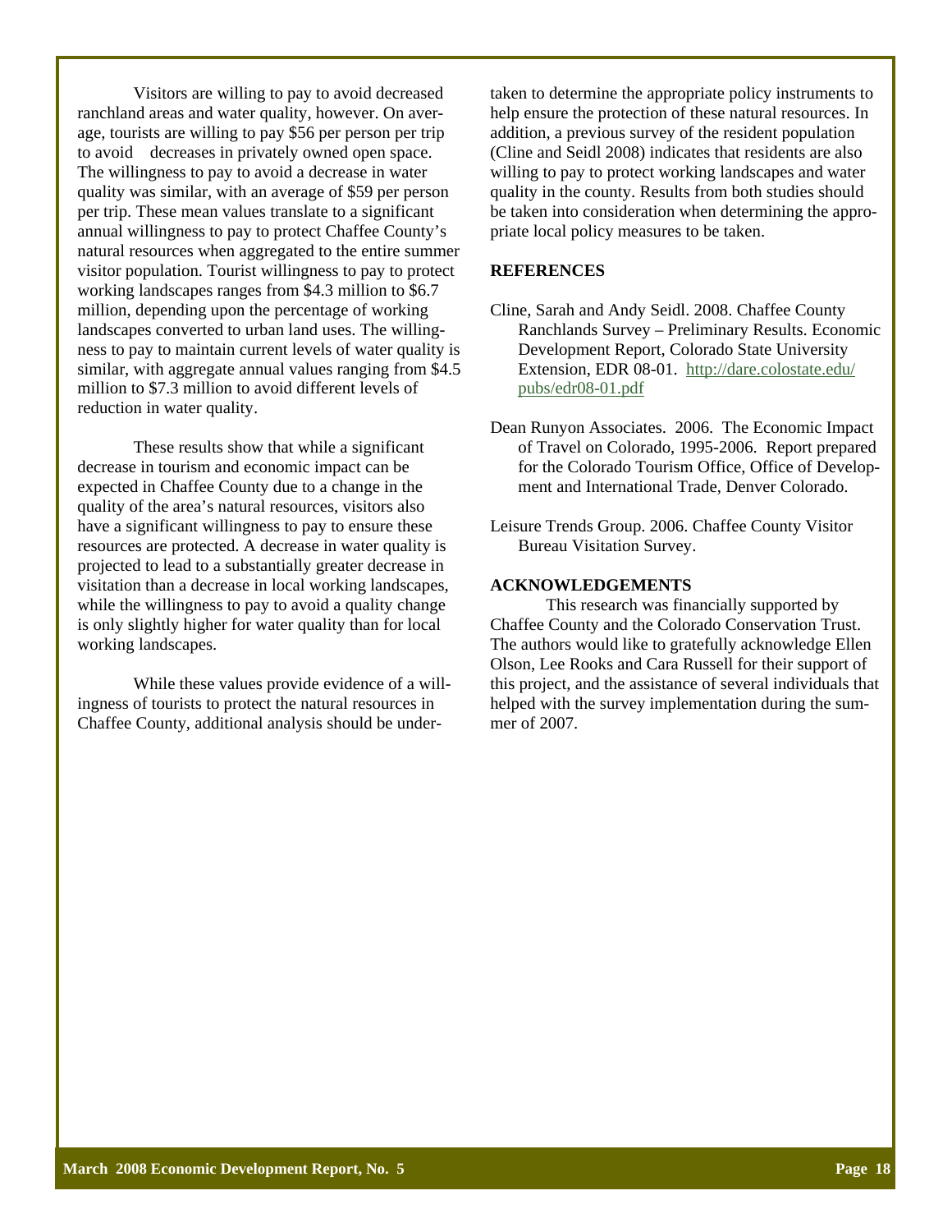Visitors are willing to pay to avoid decreased ranchland areas and water quality, however. On average, tourists are willing to pay $56 per person per trip to avoid decreases in privately owned open space. The willingness to pay to avoid a decrease in water quality was similar, with an average of $59 per person per trip. These mean values translate to a significant annual willingness to pay to protect Chaffee County's natural resources when aggregated to the entire summer visitor population. Tourist willingness to pay to protect working landscapes ranges from $4.3 million to $6.7 million, depending upon the percentage of working landscapes converted to urban land uses. The willingness to pay to maintain current levels of water quality is similar, with aggregate annual values ranging from $4.5 million to $7.3 million to avoid different levels of reduction in water quality.

These results show that while a significant decrease in tourism and economic impact can be expected in Chaffee County due to a change in the quality of the area's natural resources, visitors also have a significant willingness to pay to ensure these resources are protected. A decrease in water quality is projected to lead to a substantially greater decrease in visitation than a decrease in local working landscapes, while the willingness to pay to avoid a quality change is only slightly higher for water quality than for local working landscapes.

While these values provide evidence of a willingness of tourists to protect the natural resources in Chaffee County, additional analysis should be undertaken to determine the appropriate policy instruments to help ensure the protection of these natural resources. In addition, a previous survey of the resident population (Cline and Seidl 2008) indicates that residents are also willing to pay to protect working landscapes and water quality in the county. Results from both studies should be taken into consideration when determining the appropriate local policy measures to be taken.

## REFERENCES

Cline, Sarah and Andy Seidl. 2008. Chaffee County Ranchlands Survey – Preliminary Results. Economic Development Report, Colorado State University Extension, EDR 08-01. http://dare.colostate.edu/pubs/edr08-01.pdf

Dean Runyon Associates. 2006. The Economic Impact of Travel on Colorado, 1995-2006. Report prepared for the Colorado Tourism Office, Office of Development and International Trade, Denver Colorado.

Leisure Trends Group. 2006. Chaffee County Visitor Bureau Visitation Survey.

## ACKNOWLEDGEMENTS

This research was financially supported by Chaffee County and the Colorado Conservation Trust. The authors would like to gratefully acknowledge Ellen Olson, Lee Rooks and Cara Russell for their support of this project, and the assistance of several individuals that helped with the survey implementation during the summer of 2007.